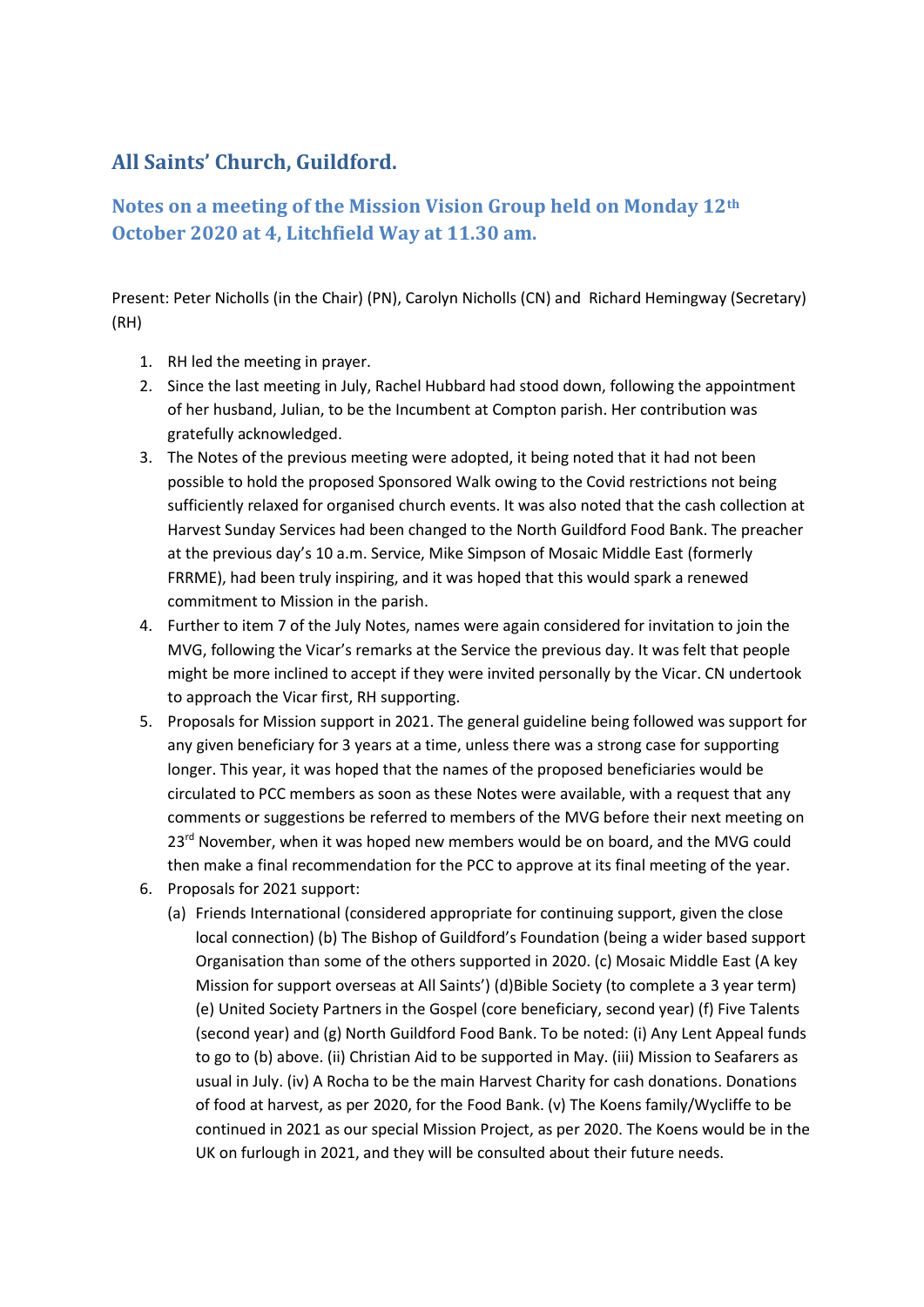# All Saints' Church, Guildford.

## Notes on a meeting of the Mission Vision Group held on Monday 12th October 2020 at 4, Litchfield Way at 11.30 am.

Present: Peter Nicholls (in the Chair) (PN), Carolyn Nicholls (CN) and Richard Hemingway (Secretary) (RH)

1. RH led the meeting in prayer.
2. Since the last meeting in July, Rachel Hubbard had stood down, following the appointment of her husband, Julian, to be the Incumbent at Compton parish. Her contribution was gratefully acknowledged.
3. The Notes of the previous meeting were adopted, it being noted that it had not been possible to hold the proposed Sponsored Walk owing to the Covid restrictions not being sufficiently relaxed for organised church events. It was also noted that the cash collection at Harvest Sunday Services had been changed to the North Guildford Food Bank. The preacher at the previous day's 10 a.m. Service, Mike Simpson of Mosaic Middle East (formerly FRRME), had been truly inspiring, and it was hoped that this would spark a renewed commitment to Mission in the parish.
4. Further to item 7 of the July Notes, names were again considered for invitation to join the MVG, following the Vicar's remarks at the Service the previous day. It was felt that people might be more inclined to accept if they were invited personally by the Vicar. CN undertook to approach the Vicar first, RH supporting.
5. Proposals for Mission support in 2021. The general guideline being followed was support for any given beneficiary for 3 years at a time, unless there was a strong case for supporting longer. This year, it was hoped that the names of the proposed beneficiaries would be circulated to PCC members as soon as these Notes were available, with a request that any comments or suggestions be referred to members of the MVG before their next meeting on 23rd November, when it was hoped new members would be on board, and the MVG could then make a final recommendation for the PCC to approve at its final meeting of the year.
6. Proposals for 2021 support:
   (a) Friends International (considered appropriate for continuing support, given the close local connection) (b) The Bishop of Guildford's Foundation (being a wider based support Organisation than some of the others supported in 2020. (c) Mosaic Middle East (A key Mission for support overseas at All Saints') (d)Bible Society (to complete a 3 year term) (e) United Society Partners in the Gospel (core beneficiary, second year) (f) Five Talents (second year) and (g) North Guildford Food Bank. To be noted: (i) Any Lent Appeal funds to go to (b) above. (ii) Christian Aid to be supported in May. (iii) Mission to Seafarers as usual in July. (iv) A Rocha to be the main Harvest Charity for cash donations. Donations of food at harvest, as per 2020, for the Food Bank. (v) The Koens family/Wycliffe to be continued in 2021 as our special Mission Project, as per 2020. The Koens would be in the UK on furlough in 2021, and they will be consulted about their future needs.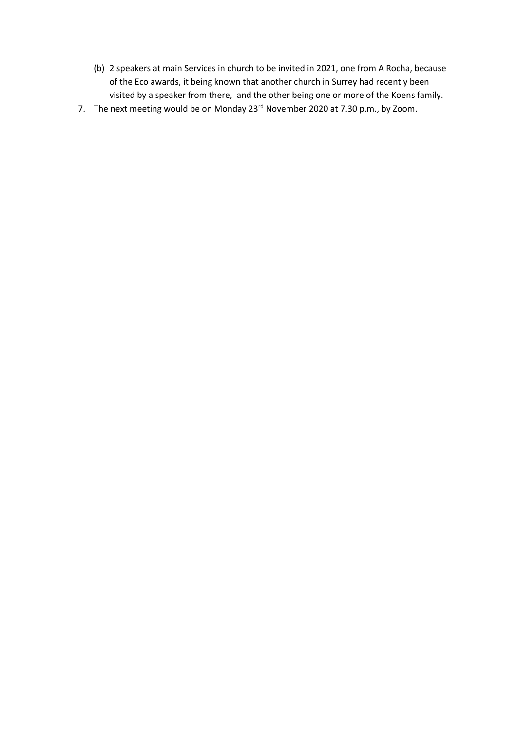(b) 2 speakers at main Services in church to be invited in 2021, one from A Rocha, because of the Eco awards, it being known that another church in Surrey had recently been visited by a speaker from there,  and the other being one or more of the Koens family.

7. The next meeting would be on Monday 23rd November 2020 at 7.30 p.m., by Zoom.